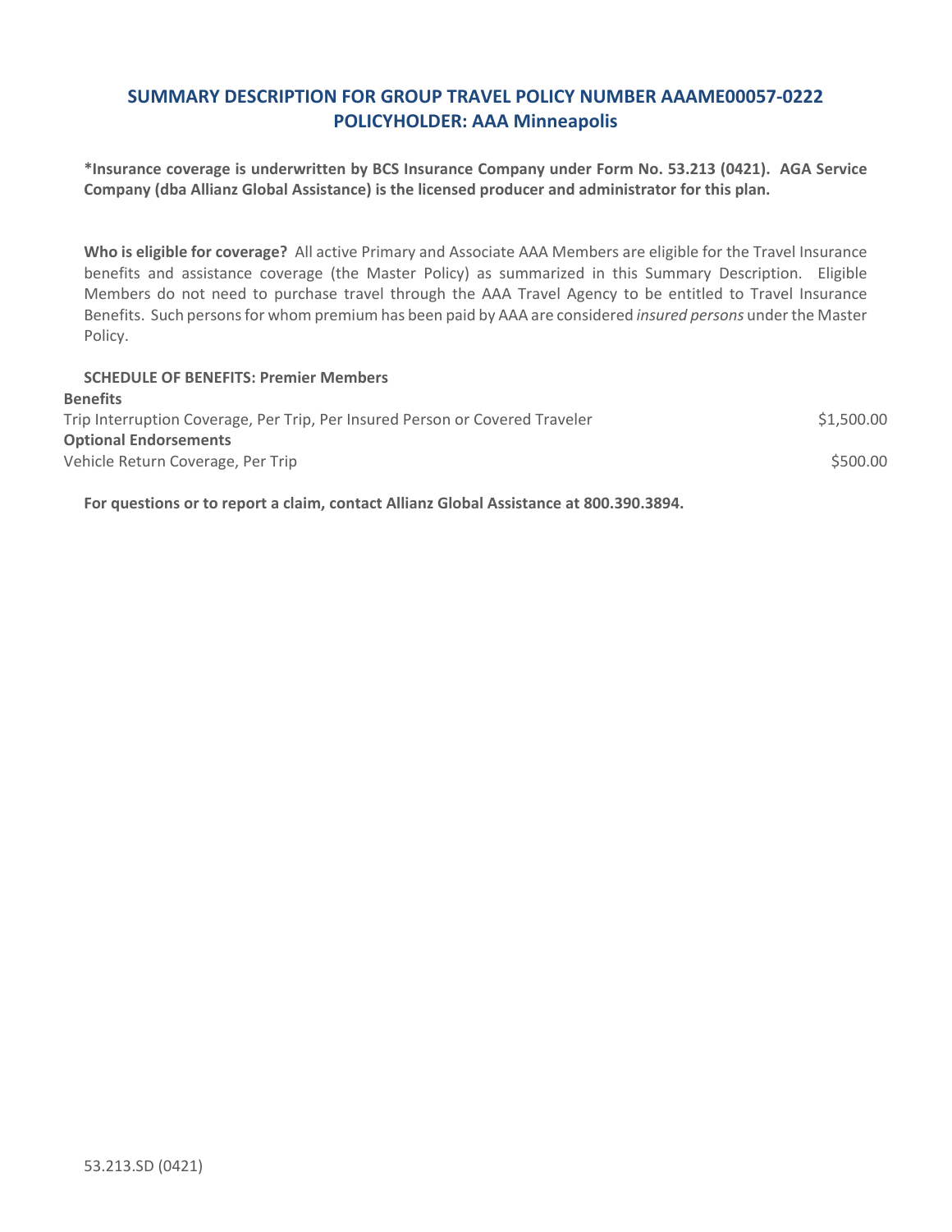# SUMMARY DESCRIPTION FOR GROUP TRAVEL POLICY NUMBER AAAME00057-0222
## POLICYHOLDER: AAA Minneapolis

**\*Insurance coverage is underwritten by BCS Insurance Company under Form No. 53.213 (0421). AGA Service Company (dba Allianz Global Assistance) is the licensed producer and administrator for this plan.**

**Who is eligible for coverage?** All active Primary and Associate AAA Members are eligible for the Travel Insurance benefits and assistance coverage (the Master Policy) as summarized in this Summary Description. Eligible Members do not need to purchase travel through the AAA Travel Agency to be entitled to Travel Insurance Benefits. Such persons for whom premium has been paid by AAA are considered *insured persons* under the Master Policy.

**SCHEDULE OF BENEFITS: Premier Members**

| **Benefits** | |
|---|---|
| Trip Interruption Coverage, Per Trip, Per Insured Person or Covered Traveler | $1,500.00 |
| **Optional Endorsements** | |
| Vehicle Return Coverage, Per Trip | $500.00 |

**For questions or to report a claim, contact Allianz Global Assistance at 800.390.3894.**

53.213.SD (0421)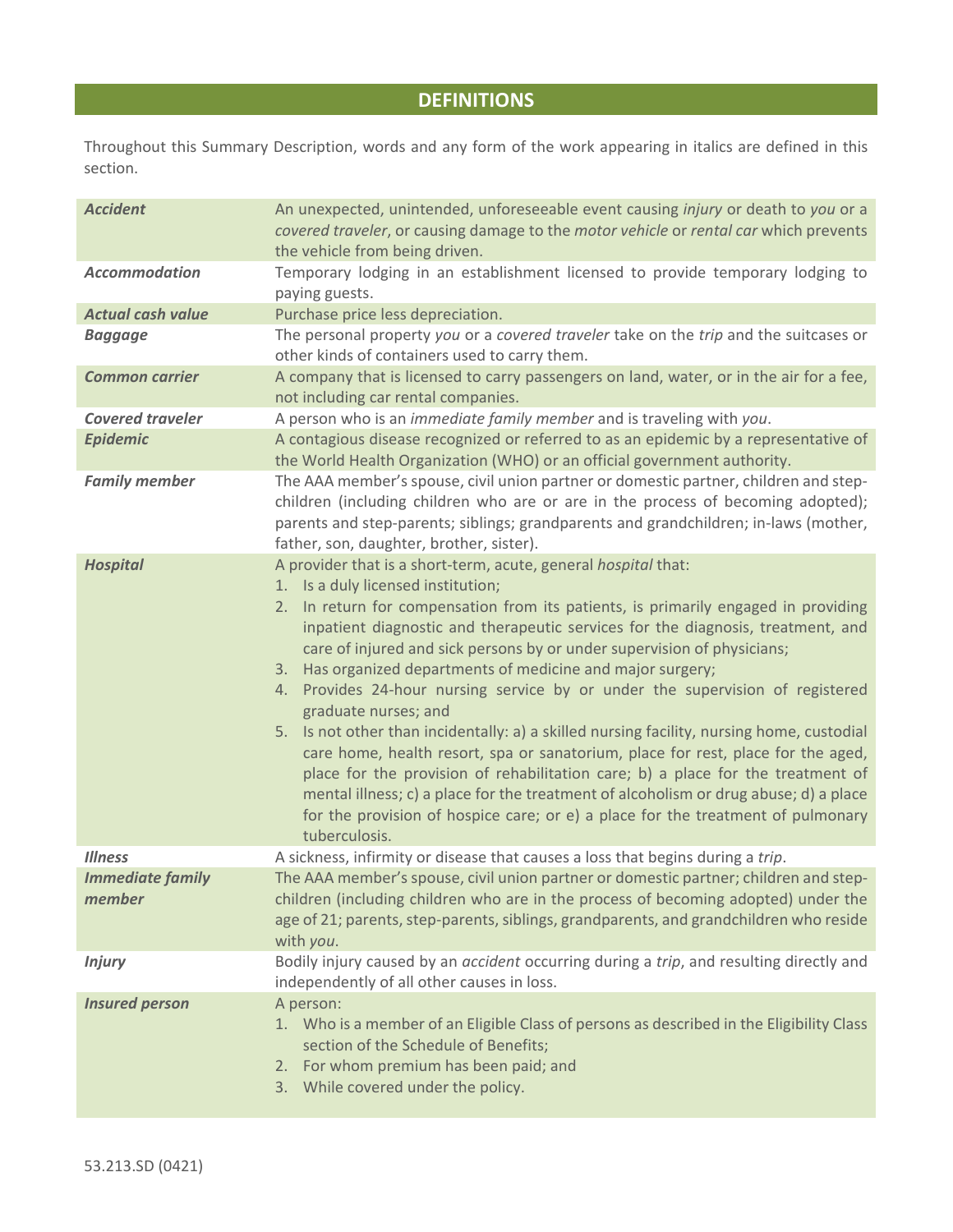## DEFINITIONS

Throughout this Summary Description, words and any form of the work appearing in italics are defined in this section.

| | |
|---|---|
| ***Accident*** | An unexpected, unintended, unforeseeable event causing *injury* or death to *you* or a *covered traveler*, or causing damage to the *motor vehicle* or *rental car* which prevents the vehicle from being driven. |
| ***Accommodation*** | Temporary lodging in an establishment licensed to provide temporary lodging to paying guests. |
| ***Actual cash value*** | Purchase price less depreciation. |
| ***Baggage*** | The personal property *you* or a *covered traveler* take on the *trip* and the suitcases or other kinds of containers used to carry them. |
| ***Common carrier*** | A company that is licensed to carry passengers on land, water, or in the air for a fee, not including car rental companies. |
| ***Covered traveler*** | A person who is an *immediate family member* and is traveling with *you*. |
| ***Epidemic*** | A contagious disease recognized or referred to as an epidemic by a representative of the World Health Organization (WHO) or an official government authority. |
| ***Family member*** | The AAA member's spouse, civil union partner or domestic partner, children and step-children (including children who are or are in the process of becoming adopted); parents and step-parents; siblings; grandparents and grandchildren; in-laws (mother, father, son, daughter, brother, sister). |
| ***Hospital*** | A provider that is a short-term, acute, general *hospital* that:<br>1. Is a duly licensed institution;<br>2. In return for compensation from its patients, is primarily engaged in providing inpatient diagnostic and therapeutic services for the diagnosis, treatment, and care of injured and sick persons by or under supervision of physicians;<br>3. Has organized departments of medicine and major surgery;<br>4. Provides 24-hour nursing service by or under the supervision of registered graduate nurses; and<br>5. Is not other than incidentally: a) a skilled nursing facility, nursing home, custodial care home, health resort, spa or sanatorium, place for rest, place for the aged, place for the provision of rehabilitation care; b) a place for the treatment of mental illness; c) a place for the treatment of alcoholism or drug abuse; d) a place for the provision of hospice care; or e) a place for the treatment of pulmonary tuberculosis. |
| ***Illness*** | A sickness, infirmity or disease that causes a loss that begins during a *trip*. |
| ***Immediate family member*** | The AAA member's spouse, civil union partner or domestic partner; children and step-children (including children who are in the process of becoming adopted) under the age of 21; parents, step-parents, siblings, grandparents, and grandchildren who reside with *you*. |
| ***Injury*** | Bodily injury caused by an *accident* occurring during a *trip*, and resulting directly and independently of all other causes in loss. |
| ***Insured person*** | A person:<br>1. Who is a member of an Eligible Class of persons as described in the Eligibility Class section of the Schedule of Benefits;<br>2. For whom premium has been paid; and<br>3. While covered under the policy. |

53.213.SD (0421)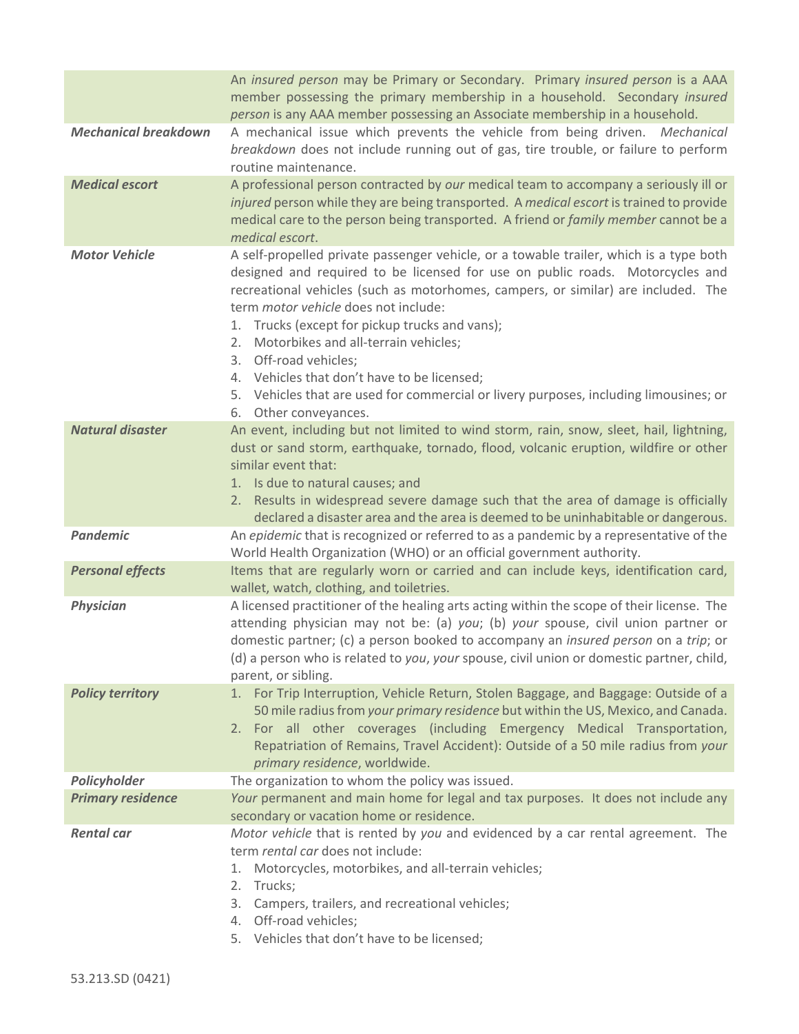| | |
|---|---|
| | An *insured person* may be Primary or Secondary. Primary *insured person* is a AAA member possessing the primary membership in a household. Secondary *insured person* is any AAA member possessing an Associate membership in a household. |
| ***Mechanical breakdown*** | A mechanical issue which prevents the vehicle from being driven. *Mechanical breakdown* does not include running out of gas, tire trouble, or failure to perform routine maintenance. |
| ***Medical escort*** | A professional person contracted by *our* medical team to accompany a seriously ill or *injured* person while they are being transported. A *medical escort* is trained to provide medical care to the person being transported. A friend or *family member* cannot be a *medical escort*. |
| ***Motor Vehicle*** | A self-propelled private passenger vehicle, or a towable trailer, which is a type both designed and required to be licensed for use on public roads. Motorcycles and recreational vehicles (such as motorhomes, campers, or similar) are included. The term *motor vehicle* does not include:<br>1. Trucks (except for pickup trucks and vans);<br>2. Motorbikes and all-terrain vehicles;<br>3. Off-road vehicles;<br>4. Vehicles that don't have to be licensed;<br>5. Vehicles that are used for commercial or livery purposes, including limousines; or<br>6. Other conveyances. |
| ***Natural disaster*** | An event, including but not limited to wind storm, rain, snow, sleet, hail, lightning, dust or sand storm, earthquake, tornado, flood, volcanic eruption, wildfire or other similar event that:<br>1. Is due to natural causes; and<br>2. Results in widespread severe damage such that the area of damage is officially declared a disaster area and the area is deemed to be uninhabitable or dangerous. |
| ***Pandemic*** | An *epidemic* that is recognized or referred to as a pandemic by a representative of the World Health Organization (WHO) or an official government authority. |
| ***Personal effects*** | Items that are regularly worn or carried and can include keys, identification card, wallet, watch, clothing, and toiletries. |
| ***Physician*** | A licensed practitioner of the healing arts acting within the scope of their license. The attending physician may not be: (a) *you*; (b) *your* spouse, civil union partner or domestic partner; (c) a person booked to accompany an *insured person* on a *trip*; or (d) a person who is related to *you*, *your* spouse, civil union or domestic partner, child, parent, or sibling. |
| ***Policy territory*** | 1. For Trip Interruption, Vehicle Return, Stolen Baggage, and Baggage: Outside of a 50 mile radius from *your primary residence* but within the US, Mexico, and Canada.<br>2. For all other coverages (including Emergency Medical Transportation, Repatriation of Remains, Travel Accident): Outside of a 50 mile radius from *your primary residence*, worldwide. |
| ***Policyholder*** | The organization to whom the policy was issued. |
| ***Primary residence*** | *Your* permanent and main home for legal and tax purposes. It does not include any secondary or vacation home or residence. |
| ***Rental car*** | *Motor vehicle* that is rented by *you* and evidenced by a car rental agreement. The term *rental car* does not include:<br>1. Motorcycles, motorbikes, and all-terrain vehicles;<br>2. Trucks;<br>3. Campers, trailers, and recreational vehicles;<br>4. Off-road vehicles;<br>5. Vehicles that don't have to be licensed; |

53.213.SD (0421)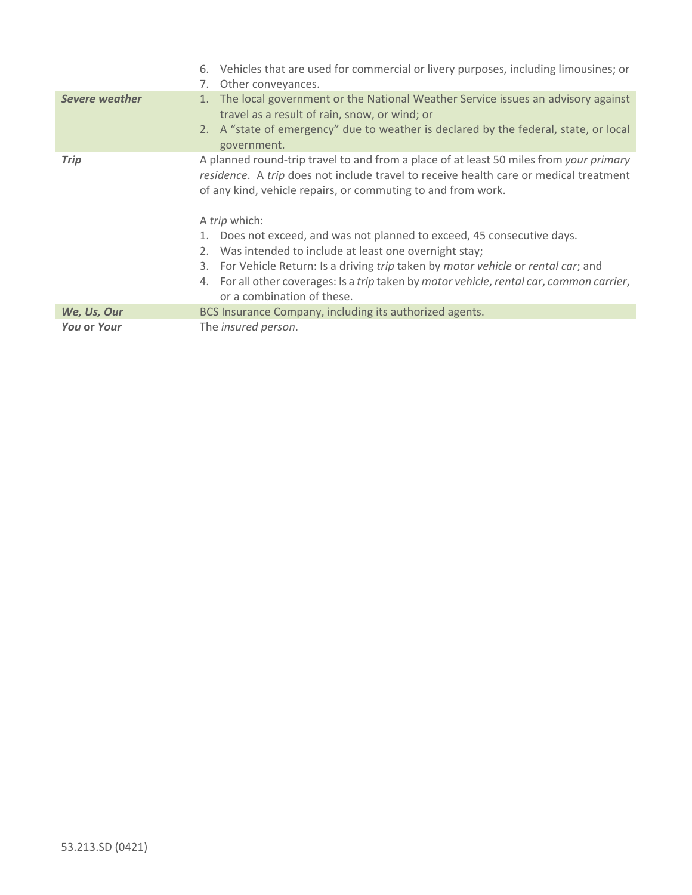| | |
|---|---|
| | 6. Vehicles that are used for commercial or livery purposes, including limousines; or<br>7. Other conveyances. |
| ***Severe weather*** | 1. The local government or the National Weather Service issues an advisory against travel as a result of rain, snow, or wind; or<br>2. A "state of emergency" due to weather is declared by the federal, state, or local government. |
| ***Trip*** | A planned round-trip travel to and from a place of at least 50 miles from *your primary residence*. A *trip* does not include travel to receive health care or medical treatment of any kind, vehicle repairs, or commuting to and from work.<br><br>A *trip* which:<br>1. Does not exceed, and was not planned to exceed, 45 consecutive days.<br>2. Was intended to include at least one overnight stay;<br>3. For Vehicle Return: Is a driving *trip* taken by *motor vehicle* or *rental car*; and<br>4. For all other coverages: Is a *trip* taken by *motor vehicle*, *rental car*, *common carrier*, or a combination of these. |
| ***We, Us, Our*** | BCS Insurance Company, including its authorized agents. |
| ***You* or *Your*** | The *insured person*. |

53.213.SD (0421)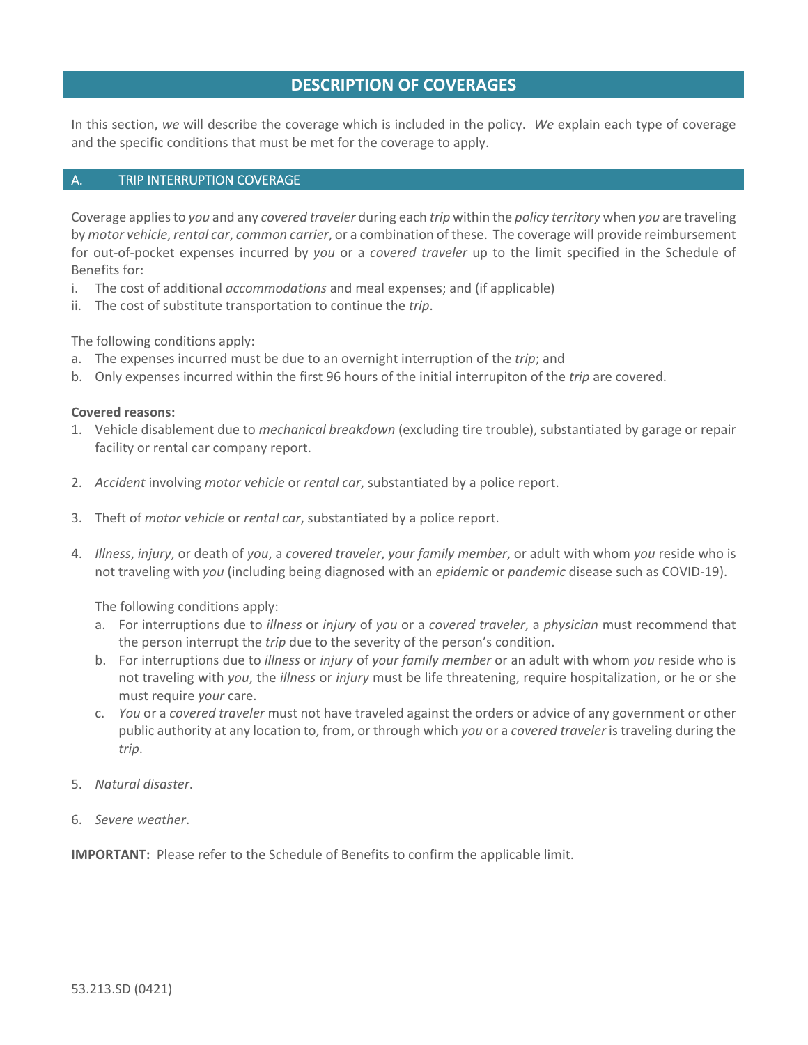# DESCRIPTION OF COVERAGES

In this section, *we* will describe the coverage which is included in the policy. *We* explain each type of coverage and the specific conditions that must be met for the coverage to apply.

## A. TRIP INTERRUPTION COVERAGE

Coverage applies to *you* and any *covered traveler* during each *trip* within the *policy territory* when *you* are traveling by *motor vehicle*, *rental car*, *common carrier*, or a combination of these. The coverage will provide reimbursement for out-of-pocket expenses incurred by *you* or a *covered traveler* up to the limit specified in the Schedule of Benefits for:

i. The cost of additional *accommodations* and meal expenses; and (if applicable)
ii. The cost of substitute transportation to continue the *trip*.

The following conditions apply:

a. The expenses incurred must be due to an overnight interruption of the *trip*; and
b. Only expenses incurred within the first 96 hours of the initial interrupiton of the *trip* are covered.

**Covered reasons:**

1. Vehicle disablement due to *mechanical breakdown* (excluding tire trouble), substantiated by garage or repair facility or rental car company report.

2. *Accident* involving *motor vehicle* or *rental car*, substantiated by a police report.

3. Theft of *motor vehicle* or *rental car*, substantiated by a police report.

4. *Illness*, *injury*, or death of *you*, a *covered traveler*, *your family member*, or adult with whom *you* reside who is not traveling with *you* (including being diagnosed with an *epidemic* or *pandemic* disease such as COVID-19).

   The following conditions apply:

   a. For interruptions due to *illness* or *injury* of *you* or a *covered traveler*, a *physician* must recommend that the person interrupt the *trip* due to the severity of the person's condition.
   b. For interruptions due to *illness* or *injury* of *your family member* or an adult with whom *you* reside who is not traveling with *you*, the *illness* or *injury* must be life threatening, require hospitalization, or he or she must require *your* care.
   c. *You* or a *covered traveler* must not have traveled against the orders or advice of any government or other public authority at any location to, from, or through which *you* or a *covered traveler* is traveling during the *trip*.

5. *Natural disaster*.

6. *Severe weather*.

**IMPORTANT:** Please refer to the Schedule of Benefits to confirm the applicable limit.

53.213.SD (0421)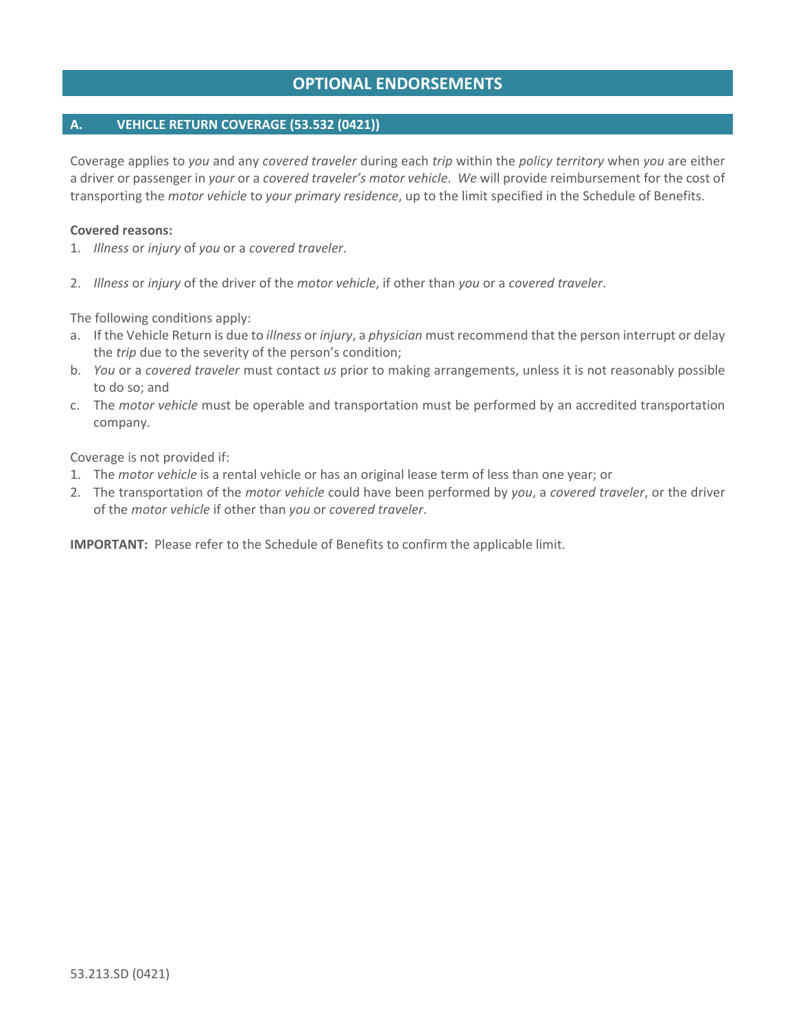# OPTIONAL ENDORSEMENTS

## A. VEHICLE RETURN COVERAGE (53.532 (0421))

Coverage applies to *you* and any *covered traveler* during each *trip* within the *policy territory* when *you* are either a driver or passenger in *your* or a *covered traveler's motor vehicle*. *We* will provide reimbursement for the cost of transporting the *motor vehicle* to *your primary residence*, up to the limit specified in the Schedule of Benefits.

**Covered reasons:**

1. *Illness* or *injury* of *you* or a *covered traveler*.
2. *Illness* or *injury* of the driver of the *motor vehicle*, if other than *you* or a *covered traveler*.

The following conditions apply:

a. If the Vehicle Return is due to *illness* or *injury*, a *physician* must recommend that the person interrupt or delay the *trip* due to the severity of the person's condition;
b. *You* or a *covered traveler* must contact *us* prior to making arrangements, unless it is not reasonably possible to do so; and
c. The *motor vehicle* must be operable and transportation must be performed by an accredited transportation company.

Coverage is not provided if:

1. The *motor vehicle* is a rental vehicle or has an original lease term of less than one year; or
2. The transportation of the *motor vehicle* could have been performed by *you*, a *covered traveler*, or the driver of the *motor vehicle* if other than *you* or *covered traveler*.

**IMPORTANT:** Please refer to the Schedule of Benefits to confirm the applicable limit.

53.213.SD (0421)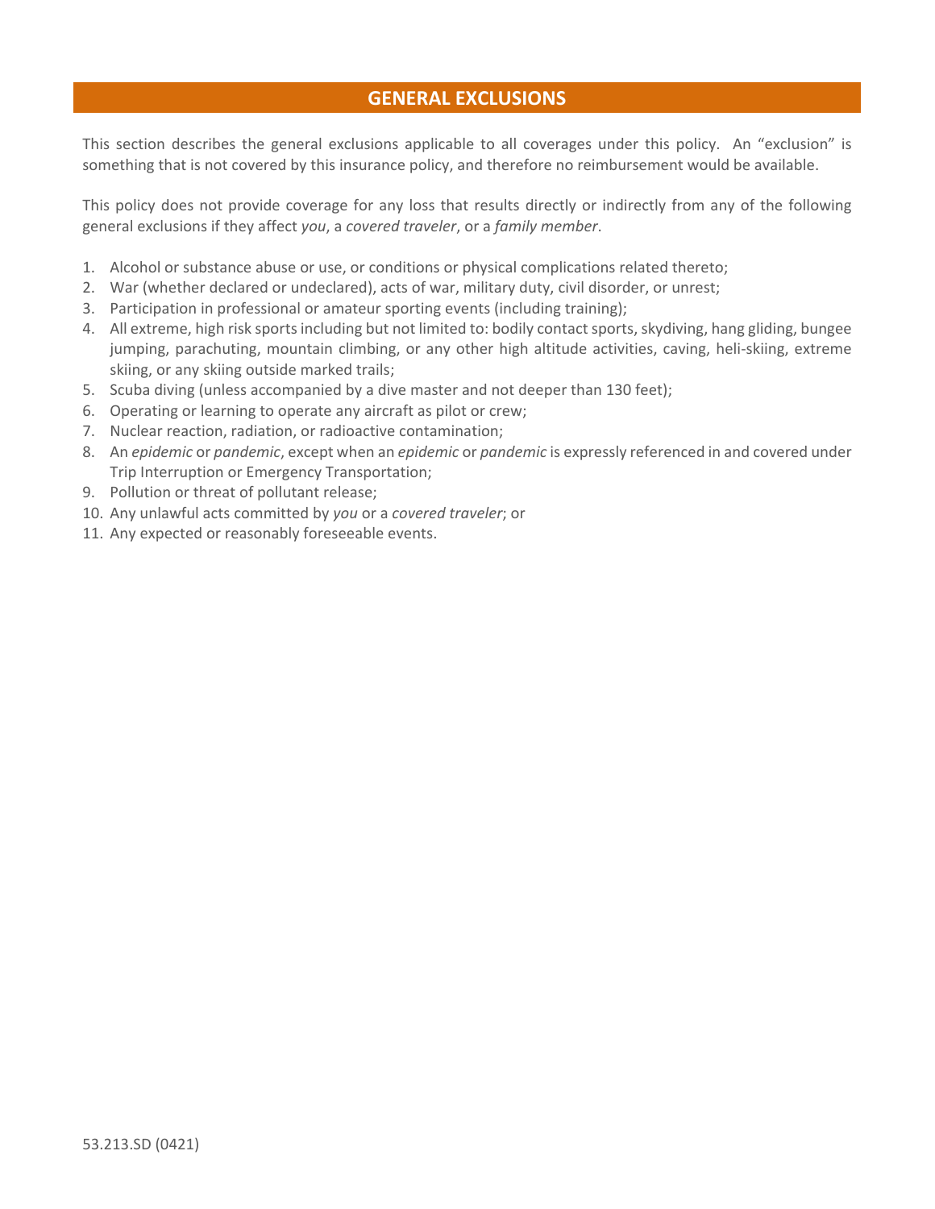## GENERAL EXCLUSIONS

This section describes the general exclusions applicable to all coverages under this policy. An "exclusion" is something that is not covered by this insurance policy, and therefore no reimbursement would be available.

This policy does not provide coverage for any loss that results directly or indirectly from any of the following general exclusions if they affect *you*, a *covered traveler*, or a *family member*.

1. Alcohol or substance abuse or use, or conditions or physical complications related thereto;
2. War (whether declared or undeclared), acts of war, military duty, civil disorder, or unrest;
3. Participation in professional or amateur sporting events (including training);
4. All extreme, high risk sports including but not limited to: bodily contact sports, skydiving, hang gliding, bungee jumping, parachuting, mountain climbing, or any other high altitude activities, caving, heli-skiing, extreme skiing, or any skiing outside marked trails;
5. Scuba diving (unless accompanied by a dive master and not deeper than 130 feet);
6. Operating or learning to operate any aircraft as pilot or crew;
7. Nuclear reaction, radiation, or radioactive contamination;
8. An *epidemic* or *pandemic*, except when an *epidemic* or *pandemic* is expressly referenced in and covered under Trip Interruption or Emergency Transportation;
9. Pollution or threat of pollutant release;
10. Any unlawful acts committed by *you* or a *covered traveler*; or
11. Any expected or reasonably foreseeable events.

53.213.SD (0421)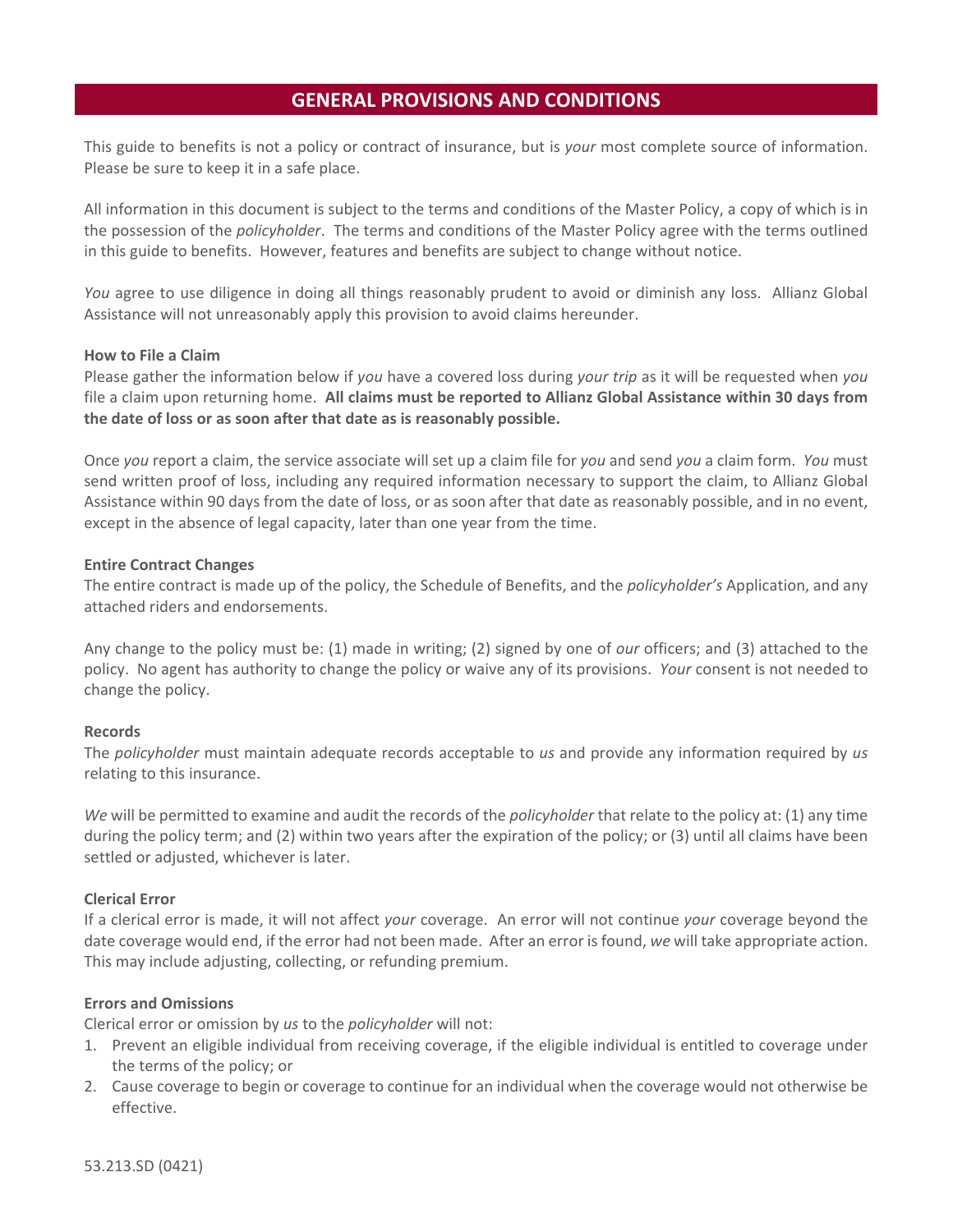## GENERAL PROVISIONS AND CONDITIONS

This guide to benefits is not a policy or contract of insurance, but is *your* most complete source of information. Please be sure to keep it in a safe place.

All information in this document is subject to the terms and conditions of the Master Policy, a copy of which is in the possession of the *policyholder*. The terms and conditions of the Master Policy agree with the terms outlined in this guide to benefits. However, features and benefits are subject to change without notice.

*You* agree to use diligence in doing all things reasonably prudent to avoid or diminish any loss. Allianz Global Assistance will not unreasonably apply this provision to avoid claims hereunder.

**How to File a Claim**

Please gather the information below if *you* have a covered loss during *your trip* as it will be requested when *you* file a claim upon returning home. **All claims must be reported to Allianz Global Assistance within 30 days from the date of loss or as soon after that date as is reasonably possible.**

Once *you* report a claim, the service associate will set up a claim file for *you* and send *you* a claim form. *You* must send written proof of loss, including any required information necessary to support the claim, to Allianz Global Assistance within 90 days from the date of loss, or as soon after that date as reasonably possible, and in no event, except in the absence of legal capacity, later than one year from the time.

**Entire Contract Changes**

The entire contract is made up of the policy, the Schedule of Benefits, and the *policyholder's* Application, and any attached riders and endorsements.

Any change to the policy must be: (1) made in writing; (2) signed by one of *our* officers; and (3) attached to the policy. No agent has authority to change the policy or waive any of its provisions. *Your* consent is not needed to change the policy.

**Records**

The *policyholder* must maintain adequate records acceptable to *us* and provide any information required by *us* relating to this insurance.

*We* will be permitted to examine and audit the records of the *policyholder* that relate to the policy at: (1) any time during the policy term; and (2) within two years after the expiration of the policy; or (3) until all claims have been settled or adjusted, whichever is later.

**Clerical Error**

If a clerical error is made, it will not affect *your* coverage. An error will not continue *your* coverage beyond the date coverage would end, if the error had not been made. After an error is found, *we* will take appropriate action. This may include adjusting, collecting, or refunding premium.

**Errors and Omissions**

Clerical error or omission by *us* to the *policyholder* will not:

1. Prevent an eligible individual from receiving coverage, if the eligible individual is entitled to coverage under the terms of the policy; or
2. Cause coverage to begin or coverage to continue for an individual when the coverage would not otherwise be effective.

53.213.SD (0421)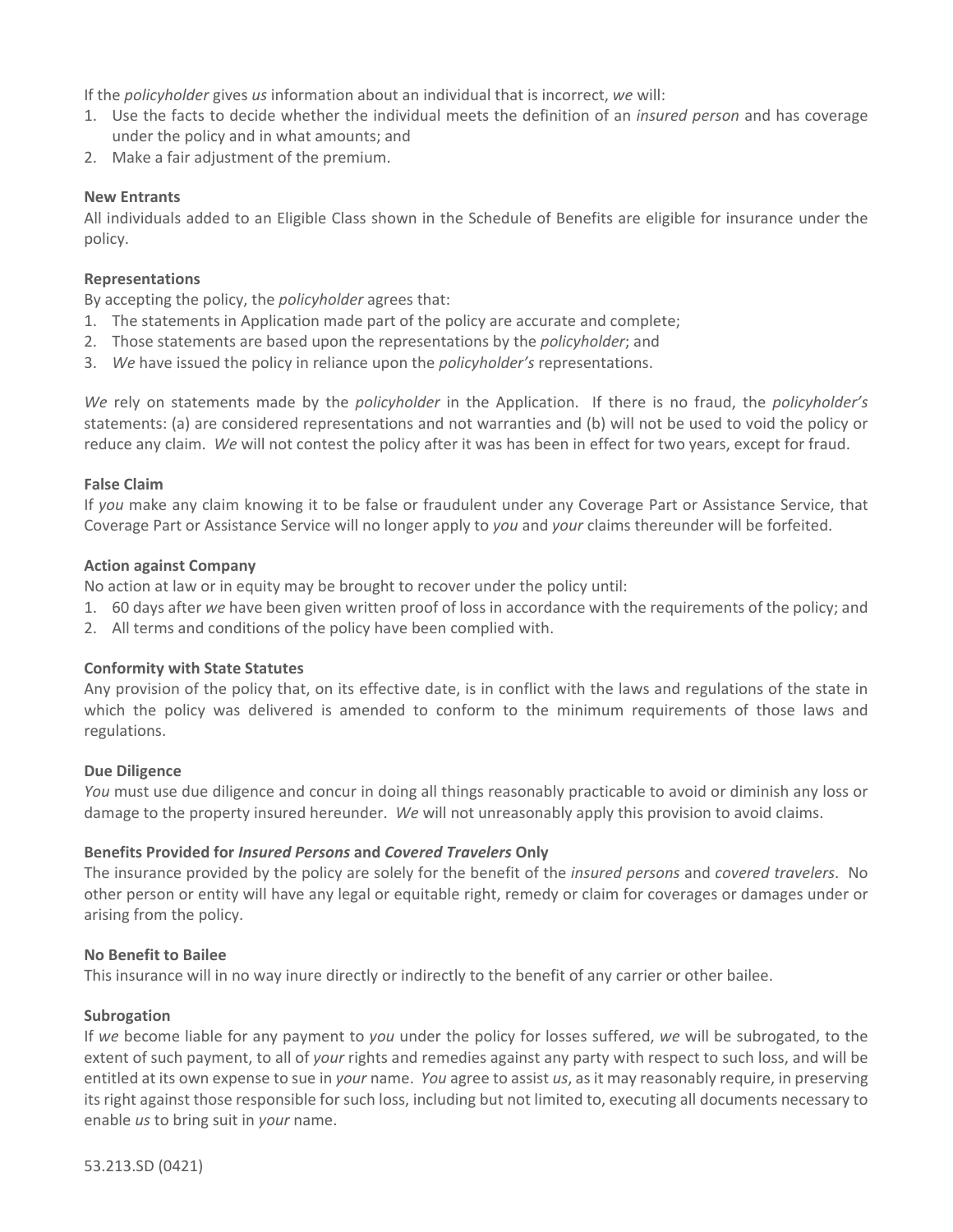If the *policyholder* gives *us* information about an individual that is incorrect, *we* will:

1. Use the facts to decide whether the individual meets the definition of an *insured person* and has coverage under the policy and in what amounts; and
2. Make a fair adjustment of the premium.

**New Entrants**

All individuals added to an Eligible Class shown in the Schedule of Benefits are eligible for insurance under the policy.

**Representations**

By accepting the policy, the *policyholder* agrees that:

1. The statements in Application made part of the policy are accurate and complete;
2. Those statements are based upon the representations by the *policyholder*; and
3. *We* have issued the policy in reliance upon the *policyholder's* representations.

*We* rely on statements made by the *policyholder* in the Application. If there is no fraud, the *policyholder's* statements: (a) are considered representations and not warranties and (b) will not be used to void the policy or reduce any claim. *We* will not contest the policy after it was has been in effect for two years, except for fraud.

**False Claim**

If *you* make any claim knowing it to be false or fraudulent under any Coverage Part or Assistance Service, that Coverage Part or Assistance Service will no longer apply to *you* and *your* claims thereunder will be forfeited.

**Action against Company**

No action at law or in equity may be brought to recover under the policy until:

1. 60 days after *we* have been given written proof of loss in accordance with the requirements of the policy; and
2. All terms and conditions of the policy have been complied with.

**Conformity with State Statutes**

Any provision of the policy that, on its effective date, is in conflict with the laws and regulations of the state in which the policy was delivered is amended to conform to the minimum requirements of those laws and regulations.

**Due Diligence**

*You* must use due diligence and concur in doing all things reasonably practicable to avoid or diminish any loss or damage to the property insured hereunder. *We* will not unreasonably apply this provision to avoid claims.

**Benefits Provided for *Insured Persons* and *Covered Travelers* Only**

The insurance provided by the policy are solely for the benefit of the *insured persons* and *covered travelers*. No other person or entity will have any legal or equitable right, remedy or claim for coverages or damages under or arising from the policy.

**No Benefit to Bailee**

This insurance will in no way inure directly or indirectly to the benefit of any carrier or other bailee.

**Subrogation**

If *we* become liable for any payment to *you* under the policy for losses suffered, *we* will be subrogated, to the extent of such payment, to all of *your* rights and remedies against any party with respect to such loss, and will be entitled at its own expense to sue in *your* name. *You* agree to assist *us*, as it may reasonably require, in preserving its right against those responsible for such loss, including but not limited to, executing all documents necessary to enable *us* to bring suit in *your* name.

53.213.SD (0421)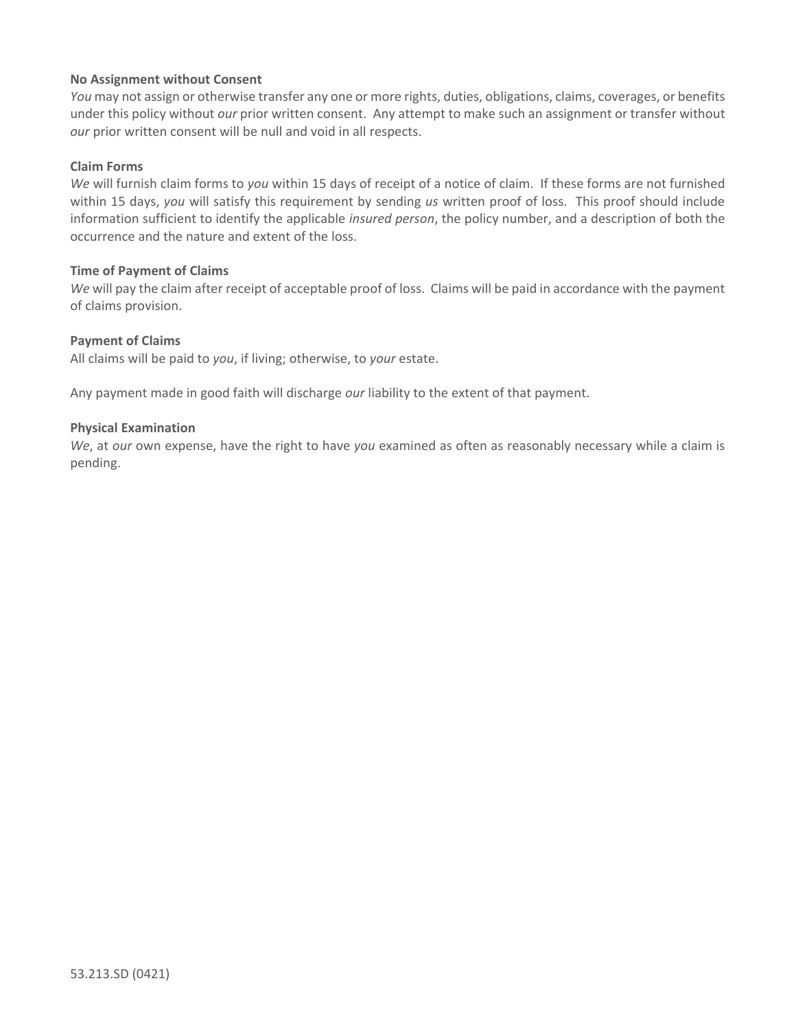**No Assignment without Consent**

*You* may not assign or otherwise transfer any one or more rights, duties, obligations, claims, coverages, or benefits under this policy without *our* prior written consent. Any attempt to make such an assignment or transfer without *our* prior written consent will be null and void in all respects.

**Claim Forms**

*We* will furnish claim forms to *you* within 15 days of receipt of a notice of claim. If these forms are not furnished within 15 days, *you* will satisfy this requirement by sending *us* written proof of loss. This proof should include information sufficient to identify the applicable *insured person*, the policy number, and a description of both the occurrence and the nature and extent of the loss.

**Time of Payment of Claims**

*We* will pay the claim after receipt of acceptable proof of loss. Claims will be paid in accordance with the payment of claims provision.

**Payment of Claims**

All claims will be paid to *you*, if living; otherwise, to *your* estate.

Any payment made in good faith will discharge *our* liability to the extent of that payment.

**Physical Examination**

*We*, at *our* own expense, have the right to have *you* examined as often as reasonably necessary while a claim is pending.

53.213.SD (0421)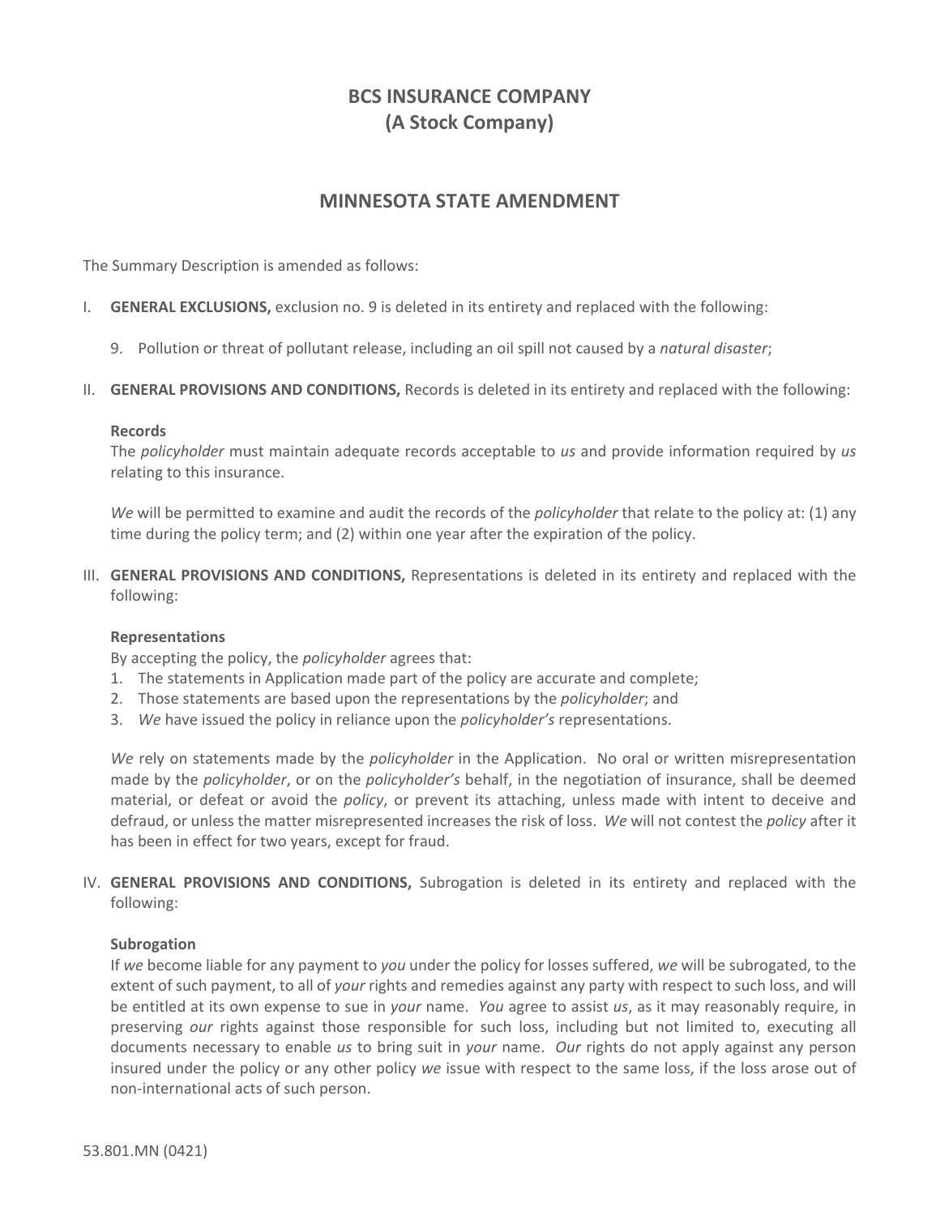# BCS INSURANCE COMPANY
# (A Stock Company)

## MINNESOTA STATE AMENDMENT

The Summary Description is amended as follows:

I. **GENERAL EXCLUSIONS,** exclusion no. 9 is deleted in its entirety and replaced with the following:

   9. Pollution or threat of pollutant release, including an oil spill not caused by a *natural disaster*;

II. **GENERAL PROVISIONS AND CONDITIONS,** Records is deleted in its entirety and replaced with the following:

   **Records**
   The *policyholder* must maintain adequate records acceptable to *us* and provide information required by *us* relating to this insurance.

   *We* will be permitted to examine and audit the records of the *policyholder* that relate to the policy at: (1) any time during the policy term; and (2) within one year after the expiration of the policy.

III. **GENERAL PROVISIONS AND CONDITIONS,** Representations is deleted in its entirety and replaced with the following:

   **Representations**
   By accepting the policy, the *policyholder* agrees that:
   1. The statements in Application made part of the policy are accurate and complete;
   2. Those statements are based upon the representations by the *policyholder*; and
   3. *We* have issued the policy in reliance upon the *policyholder's* representations.

   *We* rely on statements made by the *policyholder* in the Application. No oral or written misrepresentation made by the *policyholder*, or on the *policyholder's* behalf, in the negotiation of insurance, shall be deemed material, or defeat or avoid the *policy*, or prevent its attaching, unless made with intent to deceive and defraud, or unless the matter misrepresented increases the risk of loss. *We* will not contest the *policy* after it has been in effect for two years, except for fraud.

IV. **GENERAL PROVISIONS AND CONDITIONS,** Subrogation is deleted in its entirety and replaced with the following:

   **Subrogation**
   If *we* become liable for any payment to *you* under the policy for losses suffered, *we* will be subrogated, to the extent of such payment, to all of *your* rights and remedies against any party with respect to such loss, and will be entitled at its own expense to sue in *your* name. *You* agree to assist *us*, as it may reasonably require, in preserving *our* rights against those responsible for such loss, including but not limited to, executing all documents necessary to enable *us* to bring suit in *your* name. *Our* rights do not apply against any person insured under the policy or any other policy *we* issue with respect to the same loss, if the loss arose out of non-international acts of such person.

53.801.MN (0421)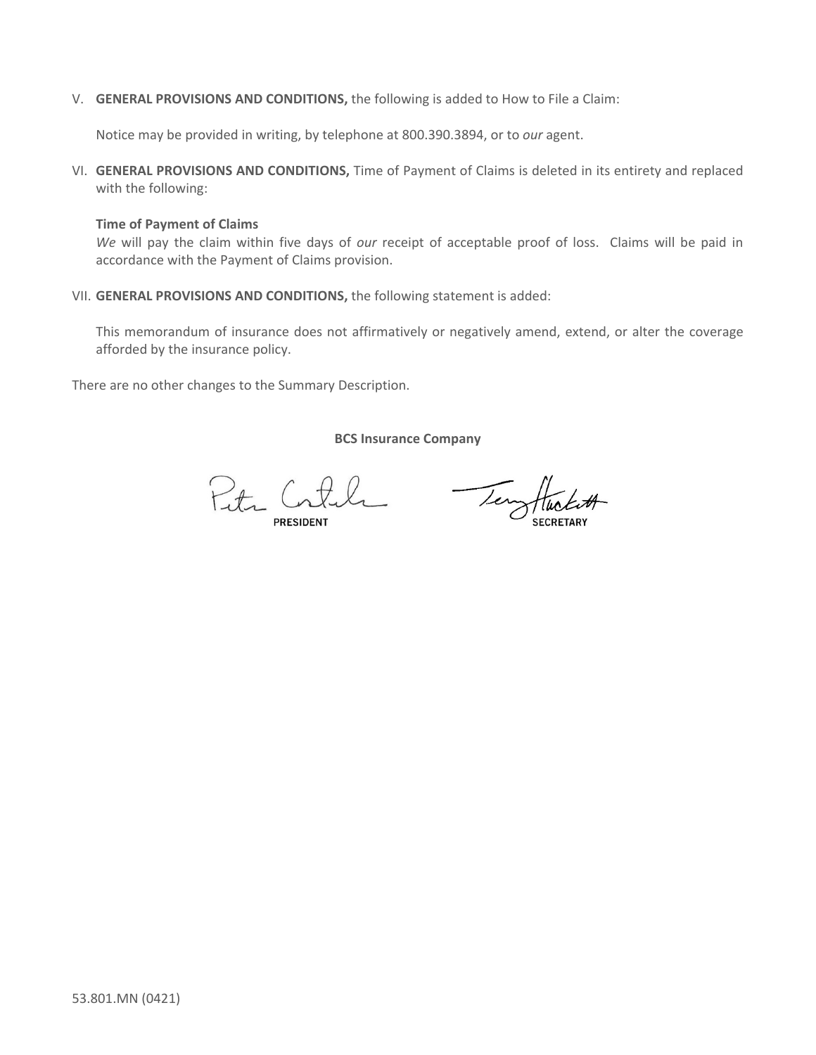V. **GENERAL PROVISIONS AND CONDITIONS,** the following is added to How to File a Claim:

Notice may be provided in writing, by telephone at 800.390.3894, or to *our* agent.

VI. **GENERAL PROVISIONS AND CONDITIONS,** Time of Payment of Claims is deleted in its entirety and replaced with the following:

**Time of Payment of Claims**
*We* will pay the claim within five days of *our* receipt of acceptable proof of loss. Claims will be paid in accordance with the Payment of Claims provision.

VII. **GENERAL PROVISIONS AND CONDITIONS,** the following statement is added:

This memorandum of insurance does not affirmatively or negatively amend, extend, or alter the coverage afforded by the insurance policy.

There are no other changes to the Summary Description.

**BCS Insurance Company**

PRESIDENT SECRETARY

53.801.MN (0421)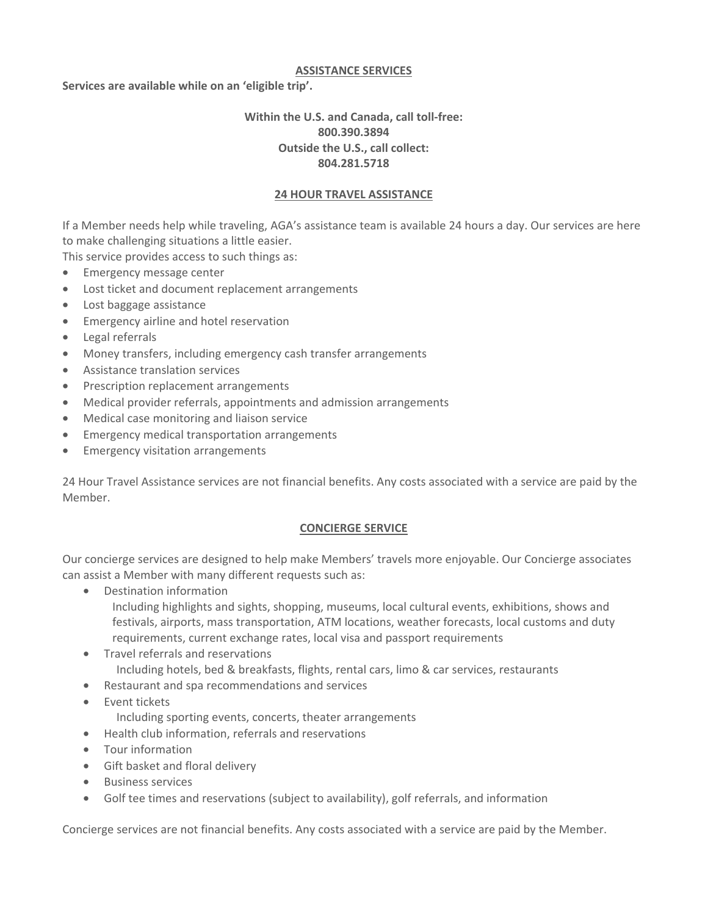## ASSISTANCE SERVICES

**Services are available while on an 'eligible trip'.**

**Within the U.S. and Canada, call toll-free:**
**800.390.3894**
**Outside the U.S., call collect:**
**804.281.5718**

## 24 HOUR TRAVEL ASSISTANCE

If a Member needs help while traveling, AGA's assistance team is available 24 hours a day. Our services are here to make challenging situations a little easier.

This service provides access to such things as:

- Emergency message center
- Lost ticket and document replacement arrangements
- Lost baggage assistance
- Emergency airline and hotel reservation
- Legal referrals
- Money transfers, including emergency cash transfer arrangements
- Assistance translation services
- Prescription replacement arrangements
- Medical provider referrals, appointments and admission arrangements
- Medical case monitoring and liaison service
- Emergency medical transportation arrangements
- Emergency visitation arrangements

24 Hour Travel Assistance services are not financial benefits. Any costs associated with a service are paid by the Member.

## CONCIERGE SERVICE

Our concierge services are designed to help make Members' travels more enjoyable. Our Concierge associates can assist a Member with many different requests such as:

- Destination information
  Including highlights and sights, shopping, museums, local cultural events, exhibitions, shows and festivals, airports, mass transportation, ATM locations, weather forecasts, local customs and duty requirements, current exchange rates, local visa and passport requirements
- Travel referrals and reservations
  Including hotels, bed & breakfasts, flights, rental cars, limo & car services, restaurants
- Restaurant and spa recommendations and services
- Event tickets
  Including sporting events, concerts, theater arrangements
- Health club information, referrals and reservations
- Tour information
- Gift basket and floral delivery
- Business services
- Golf tee times and reservations (subject to availability), golf referrals, and information

Concierge services are not financial benefits. Any costs associated with a service are paid by the Member.